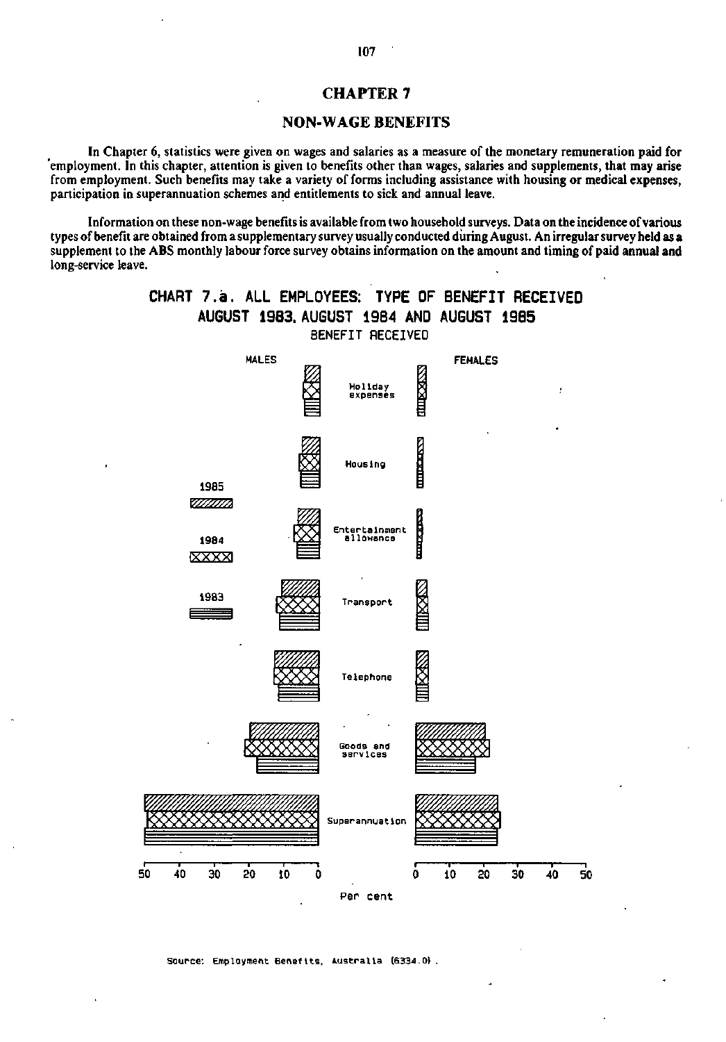# CHAPTER 7

## NON-WAGE BENEFITS

In Chapter 6, statistics were given on wages and salaries as a measure of the monetary remuneration paid for employment. In this chapter, attention is given to benefits other than wages, salaries and supplements, that may arise from employment. Such benefits may take a variety of forms including assistance with housing or medical expenses, participation in superannuation schemes and entitlements to sick and annual leave.

Information on these non-wage benefits is available from two household surveys. Data on the incidence of various types of benefit are obtained from a supplementary survey usually conducted during August. An irregular survey held as a supplement to the ABS monthly labour force survey obtains information on the amount and timing of paid annual and long-service leave.

**CHART 7.a. ALL EMPLOYEES: TYPE OF BENEFIT RECEIVED AUGUST 1983, AUGUST 1984 AND AUGUST 1985**

BENEFIT RECEIVED

MALES — FEMALES

Legend: 1985, 1984, 1983

Categories: Holiday expenses; Housing; Entertainment allowance; Transport; Telephone; Goods and services; Superannuation

Per cent (0–50)

Source: Employment Benefits, Australia (6334.0).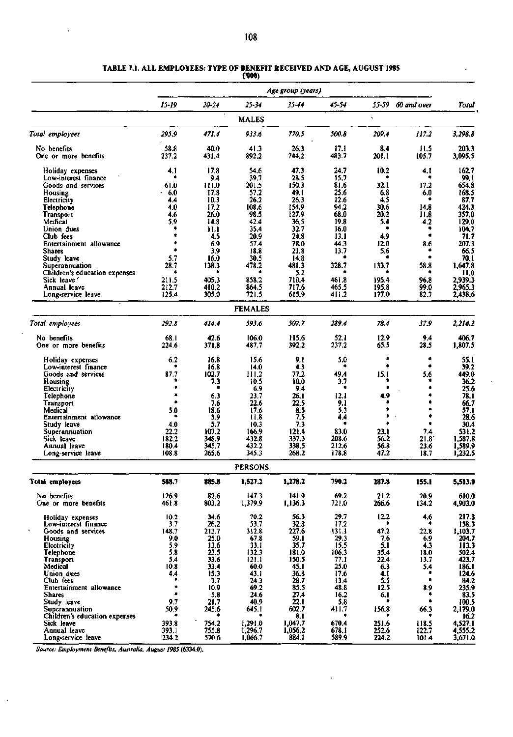**TABLE 7.1. ALL EMPLOYEES: TYPE OF BENEFIT RECEIVED AND AGE, AUGUST 1985**
**('000)**

| | Age group (years) | | | | | | | |
|---|---|---|---|---|---|---|---|---|
| | 15-19 | 20-24 | 25-34 | 35-44 | 45-54 | 55-59 | 60 and over | Total |
| **MALES** | | | | | | | | |
| *Total employees* | *295.9* | *471.4* | *933.6* | *770.5* | *500.8* | *209.4* | *117.2* | *3,298.8* |
| No benefits | 58.8 | 40.0 | 41.3 | 26.3 | 17.1 | 8.4 | 11.5 | 203.3 |
| One or more benefits | 237.2 | 431.4 | 892.2 | 744.2 | 483.7 | 201.1 | 105.7 | 3,095.5 |
| Holiday expenses | 4.1 | 17.8 | 54.6 | 47.3 | 24.7 | 10.2 | 4.1 | 162.7 |
| Low-interest finance | * | 9.4 | 39.7 | 28.5 | 15.7 | * | * | 99.1 |
| Goods and services | 61.0 | 111.0 | 201.5 | 150.3 | 81.6 | 32.1 | 17.2 | 654.8 |
| Housing | 6.0 | 17.8 | 57.2 | 49.1 | 25.6 | 6.8 | 6.0 | 168.5 |
| Electricity | 4.4 | 10.3 | 26.2 | 26.3 | 12.6 | 4.5 | * | 87.7 |
| Telephone | 4.0 | 17.2 | 108.6 | 154.9 | 94.2 | 30.6 | 14.8 | 424.3 |
| Transport | 4.6 | 26.0 | 98.5 | 127.9 | 68.0 | 20.2 | 11.8 | 357.0 |
| Medical | 5.9 | 14.8 | 42.4 | 36.5 | 19.8 | 5.4 | 4.2 | 129.0 |
| Union dues | * | 11.1 | 35.4 | 32.7 | 16.0 | * | * | 104.7 |
| Club fees | * | 4.5 | 20.9 | 24.8 | 13.1 | 4.9 | * | 71.7 |
| Entertainment allowance | * | 6.9 | 57.4 | 78.0 | 44.3 | 12.0 | 8.6 | 207.3 |
| Shares | * | 3.9 | 18.8 | 21.8 | 13.7 | 5.6 | * | 66.5 |
| Study leave | 5.7 | 16.0 | 30.5 | 14.8 | * | * | * | 70.1 |
| Superannuation | 28.7 | 138.3 | 478.2 | 481.3 | 328.7 | 133.7 | 58.8 | 1,647.8 |
| Children's education expenses | * | * | * | 5.2 | * | * | * | 11.0 |
| Sick leave | 211.5 | 405.3 | 858.2 | 710.4 | 461.8 | 195.4 | 96.8 | 2,939.3 |
| Annual leave | 212.7 | 410.2 | 864.5 | 717.6 | 465.5 | 195.8 | 99.0 | 2,965.3 |
| Long-service leave | 125.4 | 305.0 | 721.5 | 615.9 | 411.2 | 177.0 | 82.7 | 2,438.6 |
| **FEMALES** | | | | | | | | |
| *Total employees* | *292.8* | *414.4* | *593.6* | *507.7* | *289.4* | *78.4* | *37.9* | *2,214.2* |
| No benefits | 68.1 | 42.6 | 106.0 | 115.6 | 52.1 | 12.9 | 9.4 | 406.7 |
| One or more benefits | 224.6 | 371.8 | 487.7 | 392.2 | 237.2 | 65.5 | 28.5 | 1,807.5 |
| Holiday expenses | 6.2 | 16.8 | 15.6 | 9.1 | 5.0 | * | * | 55.1 |
| Low-interest finance | * | 16.8 | 14.0 | 4.3 | * | * | * | 39.2 |
| Goods and services | 87.7 | 102.7 | 111.2 | 77.2 | 49.4 | 15.1 | 5.6 | 449.0 |
| Housing | * | 7.3 | 10.5 | 10.0 | 3.7 | * | * | 36.2 |
| Electricity | * | * | 6.9 | 9.4 | * | * | * | 25.6 |
| Telephone | * | 6.3 | 23.7 | 26.1 | 12.1 | 4.9 | * | 78.1 |
| Transport | * | 7.6 | 22.6 | 22.5 | 9.1 | * | * | 66.7 |
| Medical | 5.0 | 18.6 | 17.6 | 8.5 | 5.3 | * | * | 57.1 |
| Entertainment allowance | * | 3.9 | 11.8 | 7.5 | 4.4 | * | * | 28.6 |
| Study leave | 4.0 | 5.7 | 10.3 | 7.3 | * | * | * | 30.4 |
| Superannuation | 22.2 | 107.2 | 166.9 | 121.4 | 83.0 | 23.1 | 7.4 | 531.2 |
| Sick leave | 182.2 | 348.9 | 432.8 | 337.3 | 208.6 | 56.2 | 21.8 | 1,587.8 |
| Annual leave | 180.4 | 345.7 | 432.2 | 338.5 | 212.6 | 56.8 | 23.6 | 1,589.9 |
| Long-service leave | 108.8 | 265.6 | 345.3 | 268.2 | 178.8 | 47.2 | 18.7 | 1,232.5 |
| **PERSONS** | | | | | | | | |
| **Total employees** | **588.7** | **885.8** | **1,527.2** | **1,278.2** | **790.2** | **287.8** | **155.1** | **5,513.0** |
| No benefits | 126.9 | 82.6 | 147.3 | 141.9 | 69.2 | 21.2 | 20.9 | 610.0 |
| One or more benefits | 461.8 | 803.2 | 1,379.9 | 1,136.3 | 721.0 | 266.6 | 134.2 | 4,903.0 |
| Holiday expenses | 10.2 | 34.6 | 70.2 | 56.3 | 29.7 | 12.2 | 4.6 | 217.8 |
| Low-interest finance | 3.7 | 26.2 | 53.7 | 32.8 | 17.2 | * | * | 138.3 |
| Goods and services | 148.7 | 213.7 | 312.8 | 227.6 | 131.1 | 47.2 | 22.8 | 1,103.7 |
| Housing | 9.0 | 25.0 | 67.8 | 59.1 | 29.3 | 7.6 | 6.9 | 204.7 |
| Electricity | 5.9 | 13.6 | 33.1 | 35.7 | 15.5 | 5.1 | 4.3 | 113.3 |
| Telephone | 5.8 | 23.5 | 132.3 | 181.0 | 106.3 | 35.4 | 18.0 | 502.4 |
| Transport | 5.4 | 33.6 | 121.1 | 150.5 | 77.1 | 22.4 | 13.7 | 423.7 |
| Medical | 10.8 | 33.4 | 60.0 | 45.1 | 25.0 | 6.3 | 5.4 | 186.1 |
| Union dues | 4.4 | 15.3 | 43.1 | 36.8 | 17.6 | 4.1 | * | 124.6 |
| Club fees | * | 7.7 | 24.3 | 28.7 | 13.4 | 5.5 | * | 84.2 |
| Entertainment allowance | * | 10.9 | 69.2 | 85.5 | 48.8 | 12.5 | 8.9 | 235.9 |
| Shares | * | 5.8 | 24.6 | 27.4 | 16.2 | 6.1 | * | 83.5 |
| Study leave | 9.7 | 21.7 | 40.9 | 22.1 | 5.8 | * | * | 100.5 |
| Superannuation | 50.9 | 245.6 | 645.1 | 602.7 | 411.7 | 156.8 | 66.3 | 2,179.0 |
| Children's education expenses | * | * | * | 8.1 | * | * | * | 16.2 |
| Sick leave | 393.8 | 754.2 | 1,291.0 | 1,047.7 | 670.4 | 251.6 | 118.5 | 4,527.1 |
| Annual leave | 393.1 | 755.8 | 1,296.7 | 1,056.2 | 678.1 | 252.6 | 122.7 | 4,555.2 |
| Long-service leave | 234.2 | 570.6 | 1,066.7 | 884.1 | 589.9 | 224.2 | 101.4 | 3,671.0 |

*Source: Employment Benefits, Australia, August 1985 (6334.0).*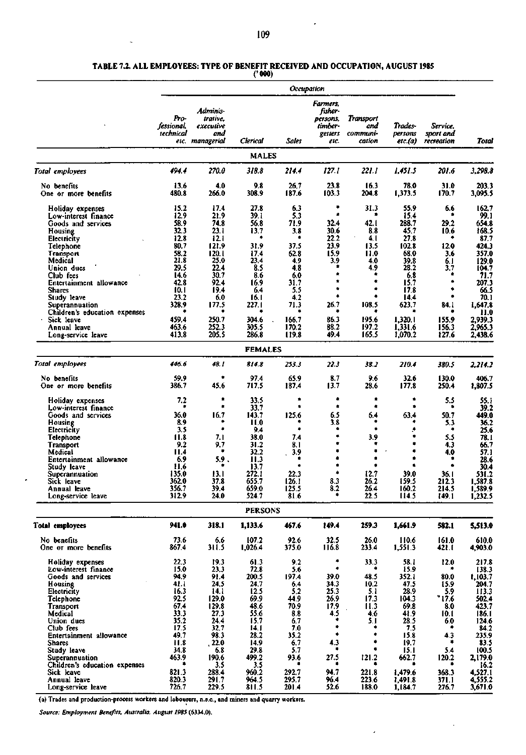**TABLE 7.2. ALL EMPLOYEES: TYPE OF BENEFIT RECEIVED AND OCCUPATION, AUGUST 1985**
**('000)**

| | Occupation | | | | | | | | |
|---|---|---|---|---|---|---|---|---|---|
| | Professional, technical etc. | Administrative, executive and managerial | Clerical | Sales | Farmers, fisherpersons, timber-getters etc. | Transport and communication | Tradespersons etc.(a) | Service, sport and recreation | Total |
| **MALES** | | | | | | | | | |
| *Total employees* | *494.4* | *270.0* | *318.8* | *214.4* | *127.1* | *221.1* | *1,451.5* | *201.6* | *3,298.8* |
| No benefits | 13.6 | 4.0 | 9.8 | 26.7 | 23.8 | 16.3 | 78.0 | 31.0 | 203.3 |
| One or more benefits | 480.8 | 266.0 | 308.9 | 187.6 | 103.3 | 204.8 | 1,373.5 | 170.7 | 3,095.5 |
| Holiday expenses | 15.2 | 17.4 | 27.8 | 6.3 | * | 31.3 | 55.9 | 6.6 | 162.7 |
| Low-interest finance | 12.9 | 21.9 | 39.1 | 5.3 | * | * | 15.4 | * | 99.1 |
| Goods and services | 58.9 | 74.8 | 56.8 | 71.9 | 32.4 | 42.1 | 288.7 | 29.2 | 654.8 |
| Housing | 32.3 | 23.1 | 13.7 | 3.8 | 30.6 | 8.8 | 45.7 | 10.6 | 168.5 |
| Electricity | 12.8 | 12.1 | * | * | 22.2 | 4.1 | 27.8 | * | 87.7 |
| Telephone | 80.7 | 121.9 | 31.9 | 37.5 | 23.9 | 13.5 | 102.8 | 12.0 | 424.3 |
| Transport | 58.2 | 120.1 | 17.4 | 62.8 | 15.9 | 11.0 | 68.0 | 3.6 | 357.0 |
| Medical | 21.8 | 25.0 | 23.4 | 4.9 | 3.9 | 4.0 | 39.8 | 6.1 | 129.0 |
| Union dues | 29.5 | 22.4 | 8.5 | 4.8 | * | 4.9 | 28.2 | 3.7 | 104.7 |
| Club fees | 14.6 | 30.7 | 8.6 | 6.0 | * | * | 6.8 | * | 71.7 |
| Entertainment allowance | 42.8 | 92.4 | 16.9 | 31.7 | * | * | 15.7 | * | 207.3 |
| Shares | 10.1 | 19.4 | 6.4 | 5.5 | * | * | 17.8 | * | 66.5 |
| Study leave | 23.2 | 6.0 | 16.1 | 4.2 | * | * | 14.4 | * | 70.1 |
| Superannuation | 328.9 | 177.5 | 227.1 | 71.3 | 26.7 | 108.5 | 623.7 | 84.1 | 1,647.8 |
| Children's education expenses | * | * | * | * | * | * | * | * | 11.0 |
| Sick leave | 459.4 | 250.7 | 304.6 | 166.7 | 86.3 | 195.6 | 1,320.1 | 155.9 | 2,939.3 |
| Annual leave | 463.6 | 252.3 | 305.5 | 170.2 | 88.2 | 197.2 | 1,331.6 | 156.3 | 2,965.3 |
| Long-service leave | 413.8 | 205.5 | 286.8 | 119.8 | 49.4 | 165.5 | 1,070.2 | 127.6 | 2,438.6 |
| **FEMALES** | | | | | | | | | |
| *Total employees* | *446.6* | *48.1* | *814.8* | *253.3* | *22.3* | *38.2* | *210.4* | *380.5* | *2,214.2* |
| No benefits | 59.9 | * | 97.4 | 65.9 | 8.7 | 9.6 | 32.6 | 130.0 | 406.7 |
| One or more benefits | 386.7 | 45.6 | 717.5 | 187.4 | 13.7 | 28.6 | 177.8 | 250.4 | 1,807.5 |
| Holiday expenses | 7.2 | * | 33.5 | * | * | * | * | 5.5 | 55.1 |
| Low-interest finance | * | * | 33.7 | * | * | * | * | * | 39.2 |
| Goods and services | 36.0 | 16.7 | 143.7 | 125.6 | 6.5 | 6.4 | 63.4 | 50.7 | 449.0 |
| Housing | 8.9 | * | 11.0 | * | 3.8 | * | * | 5.3 | 36.2 |
| Electricity | 3.5 | * | 9.4 | * | * | * | * | * | 25.6 |
| Telephone | 11.8 | 7.1 | 38.0 | 7.4 | * | 3.9 | * | 5.5 | 78.1 |
| Transport | 9.2 | 9.7 | 31.2 | 8.1 | * | * | * | 4.3 | 66.7 |
| Medical | 11.4 | * | 32.2 | 3.9 | * | * | * | 4.0 | 57.1 |
| Entertainment allowance | 6.9 | 5.9 | 11.3 | * | * | * | * | * | 28.6 |
| Study leave | 11.6 | * | 13.7 | * | * | * | * | * | 30.4 |
| Superannuation | 135.0 | 13.1 | 272.1 | 22.3 | * | 12.7 | 39.0 | 36.1 | 531.2 |
| Sick leave | 362.0 | 37.8 | 655.7 | 126.1 | 8.3 | 26.2 | 159.5 | 212.3 | 1,587.8 |
| Annual leave | 356.7 | 39.4 | 659.0 | 125.5 | 8.2 | 26.4 | 160.2 | 214.5 | 1,589.9 |
| Long-service leave | 312.9 | 24.0 | 524.7 | 81.6 | * | 22.5 | 114.5 | 149.1 | 1,232.5 |
| **PERSONS** | | | | | | | | | |
| **Total employees** | **941.0** | **318.1** | **1,133.6** | **467.6** | **149.4** | **259.3** | **1,661.9** | **582.1** | **5,513.0** |
| No benefits | 73.6 | 6.6 | 107.2 | 92.6 | 32.5 | 26.0 | 110.6 | 161.0 | 610.0 |
| One or more benefits | 867.4 | 311.5 | 1,026.4 | 375.0 | 116.8 | 233.4 | 1,551.3 | 421.1 | 4,903.0 |
| Holiday expenses | 22.3 | 19.3 | 61.3 | 9.2 | * | 33.3 | 58.1 | 12.0 | 217.8 |
| Low-interest finance | 15.0 | 23.3 | 72.8 | 5.6 | * | * | 15.9 | * | 138.3 |
| Goods and services | 94.9 | 91.4 | 200.5 | 197.4 | 39.0 | 48.5 | 352.1 | 80.0 | 1,103.7 |
| Housing | 41.1 | 24.5 | 24.7 | 6.4 | 34.3 | 10.2 | 47.5 | 15.9 | 204.7 |
| Electricity | 16.3 | 14.1 | 12.5 | 5.2 | 25.3 | 5.1 | 28.9 | 5.9 | 113.3 |
| Telephone | 92.5 | 129.0 | 69.9 | 44.9 | 26.9 | 17.3 | 104.3 | 17.6 | 502.4 |
| Transport | 67.4 | 129.8 | 48.6 | 70.9 | 17.9 | 11.3 | 69.8 | 8.0 | 423.7 |
| Medical | 33.3 | 27.3 | 55.6 | 8.8 | 4.5 | 4.6 | 41.9 | 10.1 | 186.1 |
| Union dues | 35.2 | 24.4 | 15.7 | 6.7 | * | 5.1 | 28.5 | 6.0 | 124.6 |
| Club fees | 17.5 | 32.7 | 14.1 | 7.0 | * | * | 7.5 | * | 84.2 |
| Entertainment allowance | 49.7 | 98.3 | 28.2 | 35.2 | * | * | 15.8 | 4.3 | 235.9 |
| Shares | 11.8 | 22.0 | 14.9 | 6.7 | 4.3 | * | 19.7 | * | 83.5 |
| Study leave | 34.8 | 6.8 | 29.8 | 5.7 | * | * | 15.1 | 5.4 | 100.5 |
| Superannuation | 463.9 | 190.6 | 499.2 | 93.6 | 27.5 | 121.2 | 662.7 | 120.2 | 2,179.0 |
| Children's education expenses | * | 3.5 | 3.5 | * | * | * | * | * | 16.2 |
| Sick leave | 821.3 | 288.4 | 960.2 | 292.7 | 94.7 | 221.8 | 1,479.6 | 368.3 | 4,527.1 |
| Annual leave | 820.3 | 291.7 | 964.5 | 295.7 | 96.4 | 223.6 | 1,491.8 | 371.1 | 4,555.2 |
| Long-service leave | 726.7 | 229.5 | 811.5 | 201.4 | 52.6 | 188.0 | 1,184.7 | 276.7 | 3,671.0 |

(a) Trades and production-process workers and labourers, n.e.c., and miners and quarry workers.

*Source: Employment Benefits, Australia, August 1985 (6334.0).*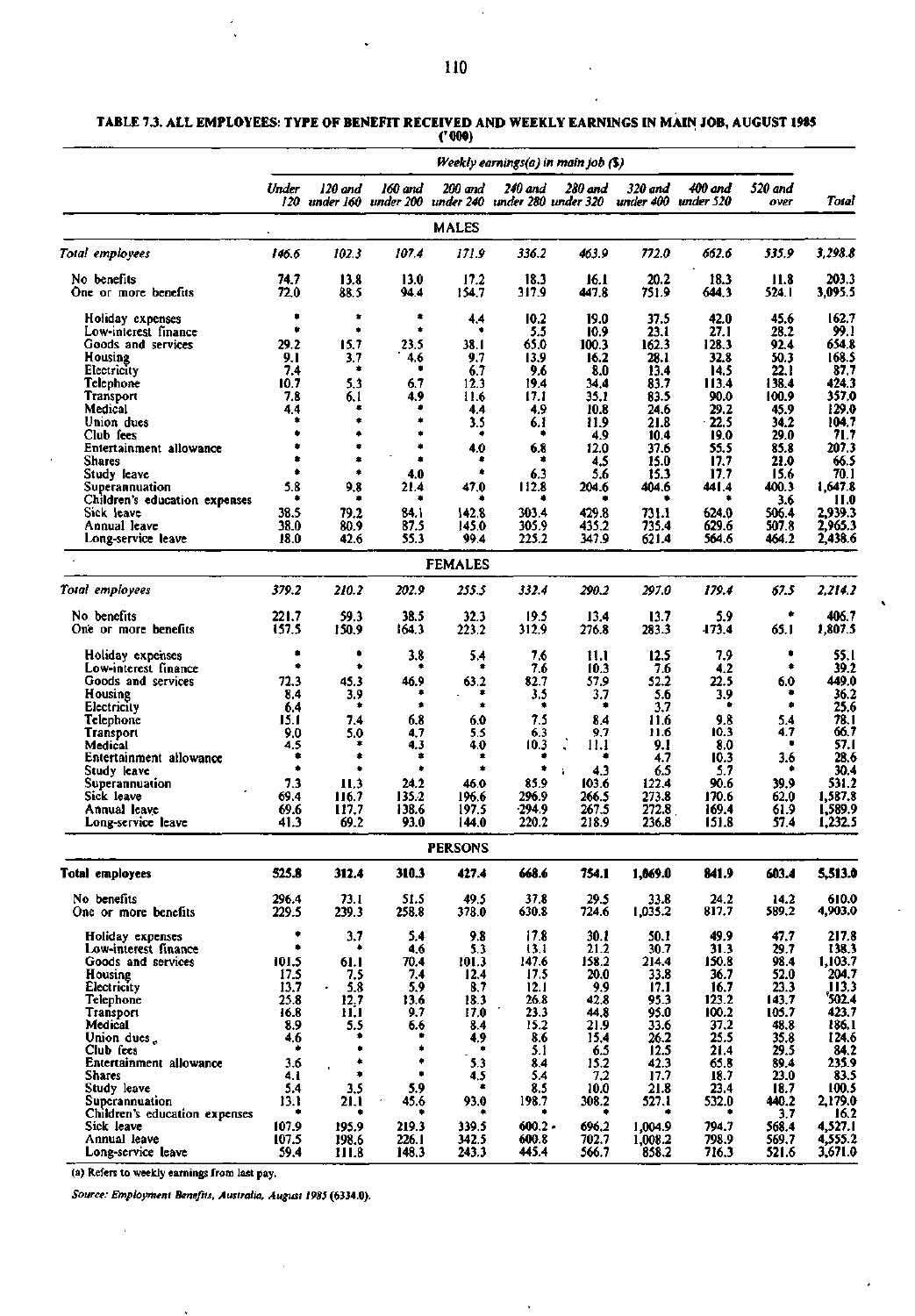**TABLE 7.3. ALL EMPLOYEES: TYPE OF BENEFIT RECEIVED AND WEEKLY EARNINGS IN MAIN JOB, AUGUST 1985**
**('000)**

| | *Weekly earnings(a) in main job ($)* | | | | | | | | | |
|---|---|---|---|---|---|---|---|---|---|---|
| | *Under 120* | *120 and under 160* | *160 and under 200* | *200 and under 240* | *240 and under 280* | *280 and under 320* | *320 and under 400* | *400 and under 520* | *520 and over* | *Total* |
| | | | | | **MALES** | | | | | |
| *Total employees* | *146.6* | *102.3* | *107.4* | *171.9* | *336.2* | *463.9* | *772.0* | *662.6* | *535.9* | *3,298.8* |
| No benefits | 74.7 | 13.8 | 13.0 | 17.2 | 18.3 | 16.1 | 20.2 | 18.3 | 11.8 | 203.3 |
| One or more benefits | 72.0 | 88.5 | 94.4 | 154.7 | 317.9 | 447.8 | 751.9 | 644.3 | 524.1 | 3,095.5 |
| Holiday expenses | * | * | * | 4.4 | 10.2 | 19.0 | 37.5 | 42.0 | 45.6 | 162.7 |
| Low-interest finance | * | * | * | * | 5.5 | 10.9 | 23.1 | 27.1 | 28.2 | 99.1 |
| Goods and services | 29.2 | 15.7 | 23.5 | 38.1 | 65.0 | 100.3 | 162.3 | 128.3 | 92.4 | 654.8 |
| Housing | 9.1 | 3.7 | 4.6 | 9.7 | 13.9 | 16.2 | 28.1 | 32.8 | 50.3 | 168.5 |
| Electricity | 7.4 | * | * | 6.7 | 9.6 | 8.0 | 13.4 | 14.5 | 22.1 | 87.7 |
| Telephone | 10.7 | 5.3 | 6.7 | 12.3 | 19.4 | 34.4 | 83.7 | 113.4 | 138.4 | 424.3 |
| Transport | 7.8 | 6.1 | 4.9 | 11.6 | 17.1 | 35.1 | 83.5 | 90.0 | 100.9 | 357.0 |
| Medical | 4.4 | * | * | 4.4 | 4.9 | 10.8 | 24.6 | 29.2 | 45.9 | 129.0 |
| Union dues | * | * | * | 3.5 | 6.1 | 11.9 | 21.8 | 22.5 | 34.2 | 104.7 |
| Club fees | * | * | * | * | * | 4.9 | 10.4 | 19.0 | 29.0 | 71.7 |
| Entertainment allowance | * | * | * | 4.0 | 6.8 | 12.0 | 37.6 | 55.5 | 85.8 | 207.3 |
| Shares | * | * | * | * | * | 4.5 | 15.0 | 17.7 | 21.0 | 66.5 |
| Study leave | * | * | 4.0 | * | 6.3 | 5.6 | 15.3 | 17.7 | 15.6 | 70.1 |
| Superannuation | 5.8 | 9.8 | 21.4 | 47.0 | 112.8 | 204.6 | 404.6 | 441.4 | 400.3 | 1,647.8 |
| Children's education expenses | * | * | * | * | * | * | * | * | 3.6 | 11.0 |
| Sick leave | 38.5 | 79.2 | 84.1 | 142.8 | 303.4 | 429.8 | 731.1 | 624.0 | 506.4 | 2,939.3 |
| Annual leave | 38.0 | 80.9 | 87.5 | 145.0 | 305.9 | 435.2 | 735.4 | 629.6 | 507.8 | 2,965.3 |
| Long-service leave | 18.0 | 42.6 | 55.3 | 99.4 | 225.2 | 347.9 | 621.4 | 564.6 | 464.2 | 2,438.6 |
| | | | | | **FEMALES** | | | | | |
| *Total employees* | *379.2* | *210.2* | *202.9* | *255.5* | *332.4* | *290.2* | *297.0* | *179.4* | *67.5* | *2,214.2* |
| No benefits | 221.7 | 59.3 | 38.5 | 32.3 | 19.5 | 13.4 | 13.7 | 5.9 | * | 406.7 |
| One or more benefits | 157.5 | 150.9 | 164.3 | 223.2 | 312.9 | 276.8 | 283.3 | 173.4 | 65.1 | 1,807.5 |
| Holiday expenses | * | * | 3.8 | 5.4 | 7.6 | 11.1 | 12.5 | 7.9 | * | 55.1 |
| Low-interest finance | * | * | * | * | 7.6 | 10.3 | 7.6 | 4.2 | * | 39.2 |
| Goods and services | 72.3 | 45.3 | 46.9 | 63.2 | 82.7 | 57.9 | 52.2 | 22.5 | 6.0 | 449.0 |
| Housing | 8.4 | 3.9 | * | * | 3.5 | 3.7 | 5.6 | 3.9 | * | 36.2 |
| Electricity | 6.4 | * | * | * | * | * | 3.7 | * | * | 25.6 |
| Telephone | 15.1 | 7.4 | 6.8 | 6.0 | 7.5 | 8.4 | 11.6 | 9.8 | 5.4 | 78.1 |
| Transport | 9.0 | 5.0 | 4.7 | 5.5 | 6.3 | 9.7 | 11.6 | 10.3 | 4.7 | 66.7 |
| Medical | 4.5 | * | 4.3 | 4.0 | 10.3 | 11.1 | 9.1 | 8.0 | * | 57.1 |
| Entertainment allowance | * | * | * | * | * | * | 4.7 | 10.3 | 3.6 | 28.6 |
| Study leave | * | * | * | * | * | 4.3 | 6.5 | 5.7 | * | 30.4 |
| Superannuation | 7.3 | 11.3 | 24.2 | 46.0 | 85.9 | 103.6 | 122.4 | 90.6 | 39.9 | 531.2 |
| Sick leave | 69.4 | 116.7 | 135.2 | 196.6 | 296.9 | 266.5 | 273.8 | 170.6 | 62.0 | 1,587.8 |
| Annual leave | 69.6 | 117.7 | 138.6 | 197.5 | 294.9 | 267.5 | 272.8 | 169.4 | 61.9 | 1,589.9 |
| Long-service leave | 41.3 | 69.2 | 93.0 | 144.0 | 220.2 | 218.9 | 236.8 | 151.8 | 57.4 | 1,232.5 |
| | | | | | **PERSONS** | | | | | |
| **Total employees** | **525.8** | **312.4** | **310.3** | **427.4** | **668.6** | **754.1** | **1,069.0** | **841.9** | **603.4** | **5,513.0** |
| No benefits | 296.4 | 73.1 | 51.5 | 49.5 | 37.8 | 29.5 | 33.8 | 24.2 | 14.2 | 610.0 |
| One or more benefits | 229.5 | 239.3 | 258.8 | 378.0 | 630.8 | 724.6 | 1,035.2 | 817.7 | 589.2 | 4,903.0 |
| Holiday expenses | * | 3.7 | 5.4 | 9.8 | 17.8 | 30.1 | 50.1 | 49.9 | 47.7 | 217.8 |
| Low-interest finance | * | * | 4.6 | 5.3 | 13.1 | 21.2 | 30.7 | 31.3 | 29.7 | 138.3 |
| Goods and services | 101.5 | 61.1 | 70.4 | 101.3 | 147.6 | 158.2 | 214.4 | 150.8 | 98.4 | 1,103.7 |
| Housing | 17.5 | 7.5 | 7.4 | 12.4 | 17.5 | 20.0 | 33.8 | 36.7 | 52.0 | 204.7 |
| Electricity | 13.7 | 5.8 | 5.9 | 8.7 | 12.1 | 9.9 | 17.1 | 16.7 | 23.3 | 113.3 |
| Telephone | 25.8 | 12.7 | 13.6 | 18.3 | 26.8 | 42.8 | 95.3 | 123.2 | 143.7 | 502.4 |
| Transport | 16.8 | 11.1 | 9.7 | 17.0 | 23.3 | 44.8 | 95.0 | 100.2 | 105.7 | 423.7 |
| Medical | 8.9 | 5.5 | 6.6 | 8.4 | 15.2 | 21.9 | 33.6 | 37.2 | 48.8 | 186.1 |
| Union dues | 4.6 | * | * | 4.9 | 8.6 | 15.4 | 26.2 | 25.5 | 35.8 | 124.6 |
| Club fees | * | * | * | * | 5.1 | 6.5 | 12.5 | 21.4 | 29.5 | 84.2 |
| Entertainment allowance | 3.6 | * | * | 5.3 | 8.4 | 15.2 | 42.3 | 65.8 | 89.4 | 235.9 |
| Shares | 4.1 | * | * | 4.5 | 5.4 | 7.2 | 17.7 | 18.7 | 23.0 | 83.5 |
| Study leave | 5.4 | 3.5 | 5.9 | * | 8.5 | 10.0 | 21.8 | 23.4 | 18.7 | 100.5 |
| Superannuation | 13.1 | 21.1 | 45.6 | 93.0 | 198.7 | 308.2 | 527.1 | 532.0 | 440.2 | 2,179.0 |
| Children's education expenses | * | * | * | * | * | * | * | * | 3.7 | 16.2 |
| Sick leave | 107.9 | 195.9 | 219.3 | 339.5 | 600.2 | 696.2 | 1,004.9 | 794.7 | 568.4 | 4,527.1 |
| Annual leave | 107.5 | 198.6 | 226.1 | 342.5 | 600.8 | 702.7 | 1,008.2 | 798.9 | 569.7 | 4,555.2 |
| Long-service leave | 59.4 | 111.8 | 148.3 | 243.3 | 445.4 | 566.7 | 858.2 | 716.3 | 521.6 | 3,671.0 |

(a) Refers to weekly earnings from last pay.

*Source: Employment Benefits, Australia, August 1985 (6334.0).*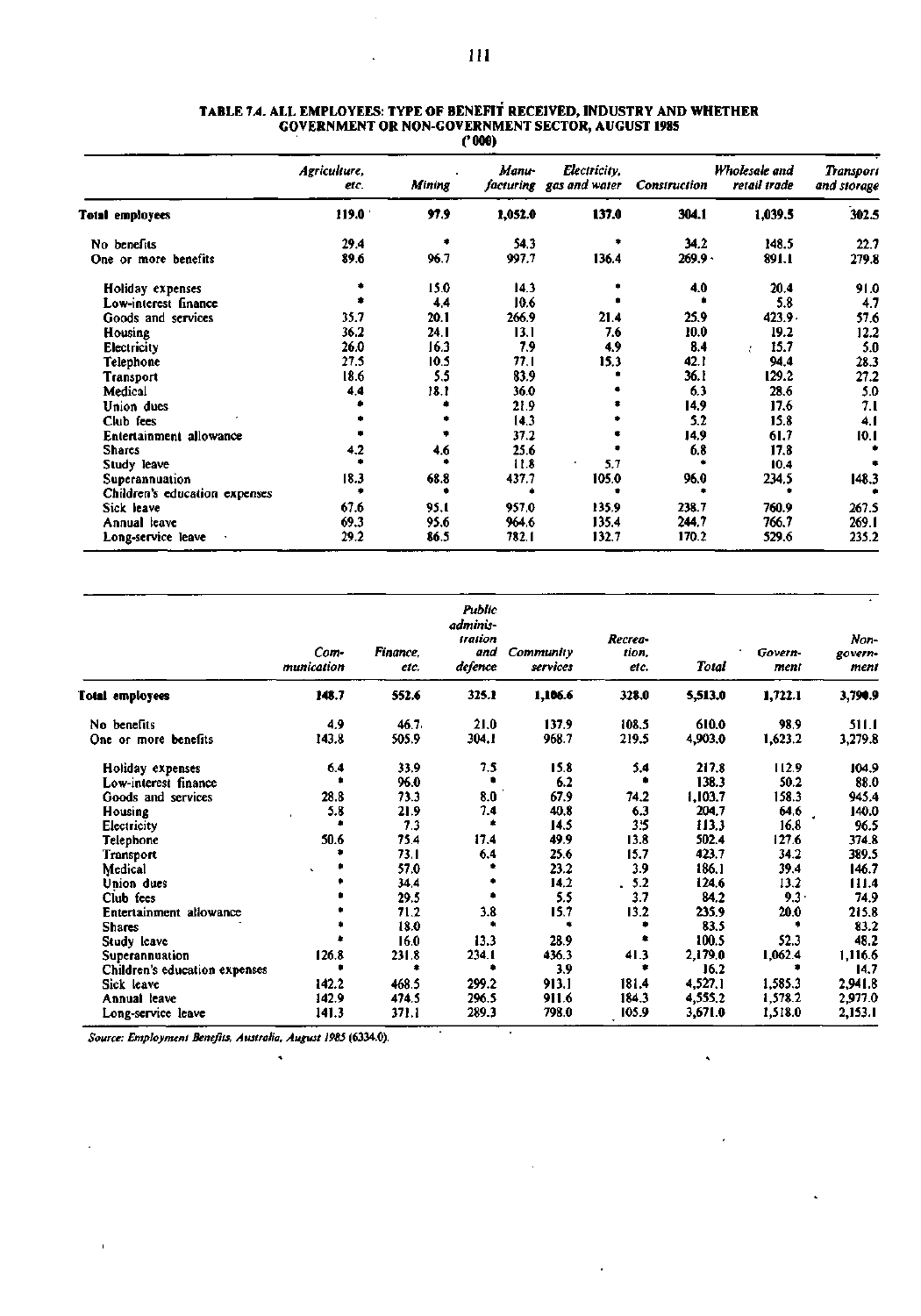**TABLE 7.4. ALL EMPLOYEES: TYPE OF BENEFIT RECEIVED, INDUSTRY AND WHETHER GOVERNMENT OR NON-GOVERNMENT SECTOR, AUGUST 1985**

('000)

| | *Agriculture, etc.* | *Mining* | *Manu-facturing* | *Electricity, gas and water* | *Construction* | *Wholesale and retail trade* | *Transport and storage* |
|---|---|---|---|---|---|---|---|
| **Total employees** | **119.0** | **97.9** | **1,052.0** | **137.0** | **304.1** | **1,039.5** | **302.5** |
| No benefits | 29.4 | * | 54.3 | * | 34.2 | 148.5 | 22.7 |
| One or more benefits | 89.6 | 96.7 | 997.7 | 136.4 | 269.9 | 891.1 | 279.8 |
| Holiday expenses | * | 15.0 | 14.3 | * | 4.0 | 20.4 | 91.0 |
| Low-interest finance | * | 4.4 | 10.6 | * | * | 5.8 | 4.7 |
| Goods and services | 35.7 | 20.1 | 266.9 | 21.4 | 25.9 | 423.9 | 57.6 |
| Housing | 36.2 | 24.1 | 13.1 | 7.6 | 10.0 | 19.2 | 12.2 |
| Electricity | 26.0 | 16.3 | 7.9 | 4.9 | 8.4 | 15.7 | 5.0 |
| Telephone | 27.5 | 10.5 | 77.1 | 15.3 | 42.1 | 94.4 | 28.3 |
| Transport | 18.6 | 5.5 | 83.9 | * | 36.1 | 129.2 | 27.2 |
| Medical | 4.4 | 18.1 | 36.0 | * | 6.3 | 28.6 | 5.0 |
| Union dues | * | * | 21.9 | * | 14.9 | 17.6 | 7.1 |
| Club fees | * | * | 14.3 | * | 5.2 | 15.8 | 4.1 |
| Entertainment allowance | * | * | 37.2 | * | 14.9 | 61.7 | 10.1 |
| Shares | 4.2 | 4.6 | 25.6 | * | 6.8 | 17.8 | * |
| Study leave | * | * | 11.8 | 5.7 | * | 10.4 | * |
| Superannuation | 18.3 | 68.8 | 437.7 | 105.0 | 96.0 | 234.5 | 148.3 |
| Children's education expenses | * | * | * | * | * | * | * |
| Sick leave | 67.6 | 95.1 | 957.0 | 135.9 | 238.7 | 760.9 | 267.5 |
| Annual leave | 69.3 | 95.6 | 964.6 | 135.4 | 244.7 | 766.7 | 269.1 |
| Long-service leave | 29.2 | 86.5 | 782.1 | 132.7 | 170.2 | 529.6 | 235.2 |

| | *Com-munication* | *Finance, etc.* | *Public adminis-tration and defence* | *Community services* | *Recrea-tion, etc.* | *Total* | *Govern-ment* | *Non-govern-ment* |
|---|---|---|---|---|---|---|---|---|
| **Total employees** | **148.7** | **552.6** | **325.1** | **1,106.6** | **328.0** | **5,513.0** | **1,722.1** | **3,790.9** |
| No benefits | 4.9 | 46.7 | 21.0 | 137.9 | 108.5 | 610.0 | 98.9 | 511.1 |
| One or more benefits | 143.8 | 505.9 | 304.1 | 968.7 | 219.5 | 4,903.0 | 1,623.2 | 3,279.8 |
| Holiday expenses | 6.4 | 33.9 | 7.5 | 15.8 | 5.4 | 217.8 | 112.9 | 104.9 |
| Low-interest finance | * | 96.0 | * | 6.2 | * | 138.3 | 50.2 | 88.0 |
| Goods and services | 28.8 | 73.3 | 8.0 | 67.9 | 74.2 | 1,103.7 | 158.3 | 945.4 |
| Housing | 5.8 | 21.9 | 7.4 | 40.8 | 6.3 | 204.7 | 64.6 | 140.0 |
| Electricity | * | 7.3 | * | 14.5 | 3.5 | 113.3 | 16.8 | 96.5 |
| Telephone | 50.6 | 75.4 | 17.4 | 49.9 | 13.8 | 502.4 | 127.6 | 374.8 |
| Transport | * | 73.1 | 6.4 | 25.6 | 15.7 | 423.7 | 34.2 | 389.5 |
| Medical | * | 57.0 | * | 23.2 | 3.9 | 186.1 | 39.4 | 146.7 |
| Union dues | * | 34.4 | * | 14.2 | 5.2 | 124.6 | 13.2 | 111.4 |
| Club fees | * | 29.5 | * | 5.5 | 3.7 | 84.2 | 9.3 | 74.9 |
| Entertainment allowance | * | 71.2 | 3.8 | 15.7 | 13.2 | 235.9 | 20.0 | 215.8 |
| Shares | * | 18.0 | * | * | * | 83.5 | * | 83.2 |
| Study leave | * | 16.0 | 13.3 | 28.9 | * | 100.5 | 52.3 | 48.2 |
| Superannuation | 126.8 | 231.8 | 234.1 | 436.3 | 41.3 | 2,179.0 | 1,062.4 | 1,116.6 |
| Children's education expenses | * | * | * | 3.9 | * | 16.2 | * | 14.7 |
| Sick leave | 142.2 | 468.5 | 299.2 | 913.1 | 181.4 | 4,527.1 | 1,585.3 | 2,941.8 |
| Annual leave | 142.9 | 474.5 | 296.5 | 911.6 | 184.3 | 4,555.2 | 1,578.2 | 2,977.0 |
| Long-service leave | 141.3 | 371.1 | 289.3 | 798.0 | 105.9 | 3,671.0 | 1,518.0 | 2,153.1 |

*Source: Employment Benefits, Australia, August 1985 (6334.0).*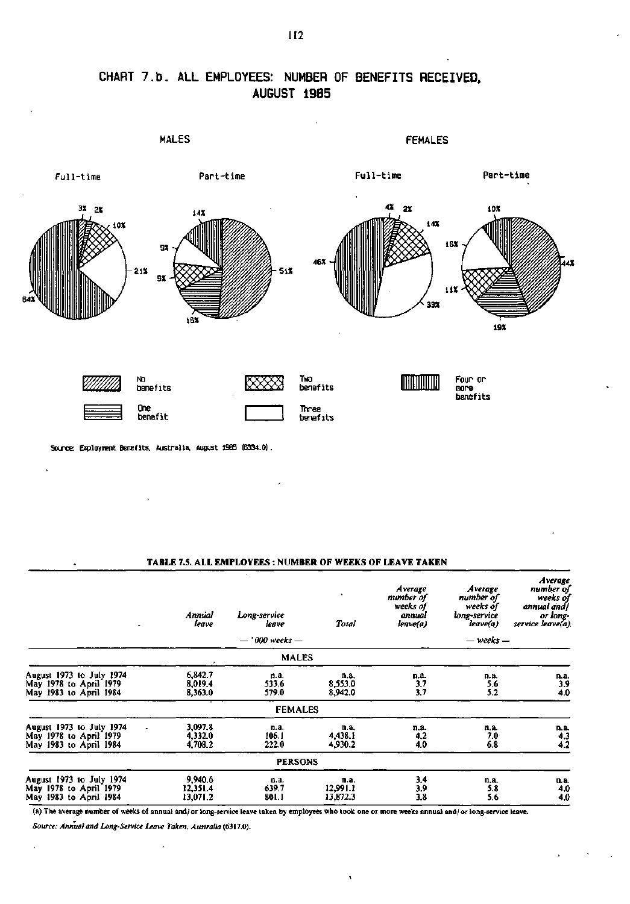# CHART 7.b. ALL EMPLOYEES: NUMBER OF BENEFITS RECEIVED, AUGUST 1985

MALES

Full-time

3% 2% 10% 21% 64%

Part-time

14% 9% 9% 16% 51%

FEMALES

Full-time

4% 2% 14% 33% 46%

Part-time

10% 16% 11% 19% 44%

No benefits

One benefit

Two benefits

Three benefits

Four or more benefits

Source: Employment Benefits, Australia, August 1985 (6334.0).

**TABLE 7.5. ALL EMPLOYEES : NUMBER OF WEEKS OF LEAVE TAKEN**

| | Annual leave | Long-service leave | Total | Average number of weeks of annual leave(a) | Average number of weeks of long-service leave(a) | Average number of weeks of annual and/ or long-service leave(a) |
|---|---|---|---|---|---|---|
| | — '000 weeks — | | | | — weeks — | |
| **MALES** | | | | | | |
| August 1973 to July 1974 | 6,842.7 | n.a. | n.a. | n.a. | n.a. | n.a. |
| May 1978 to April 1979 | 8,019.4 | 533.6 | 8,553.0 | 3.7 | 5.6 | 3.9 |
| May 1983 to April 1984 | 8,363.0 | 579.0 | 8,942.0 | 3.7 | 5.2 | 4.0 |
| **FEMALES** | | | | | | |
| August 1973 to July 1974 | 3,097.8 | n.a. | n.a. | n.a. | n.a. | n.a. |
| May 1978 to April 1979 | 4,332.0 | 106.1 | 4,438.1 | 4.2 | 7.0 | 4.3 |
| May 1983 to April 1984 | 4,708.2 | 222.0 | 4,930.2 | 4.0 | 6.8 | 4.2 |
| **PERSONS** | | | | | | |
| August 1973 to July 1974 | 9,940.6 | n.a. | n.a. | 3.4 | n.a. | n.a. |
| May 1978 to April 1979 | 12,351.4 | 639.7 | 12,991.1 | 3.9 | 5.8 | 4.0 |
| May 1983 to April 1984 | 13,071.2 | 801.1 | 13,872.3 | 3.8 | 5.6 | 4.0 |

(a) The average number of weeks of annual and/ or long-service leave taken by employees who took one or more weeks annual and/ or long-service leave.

*Source: Annual and Long-Service Leave Taken, Australia* (6317.0).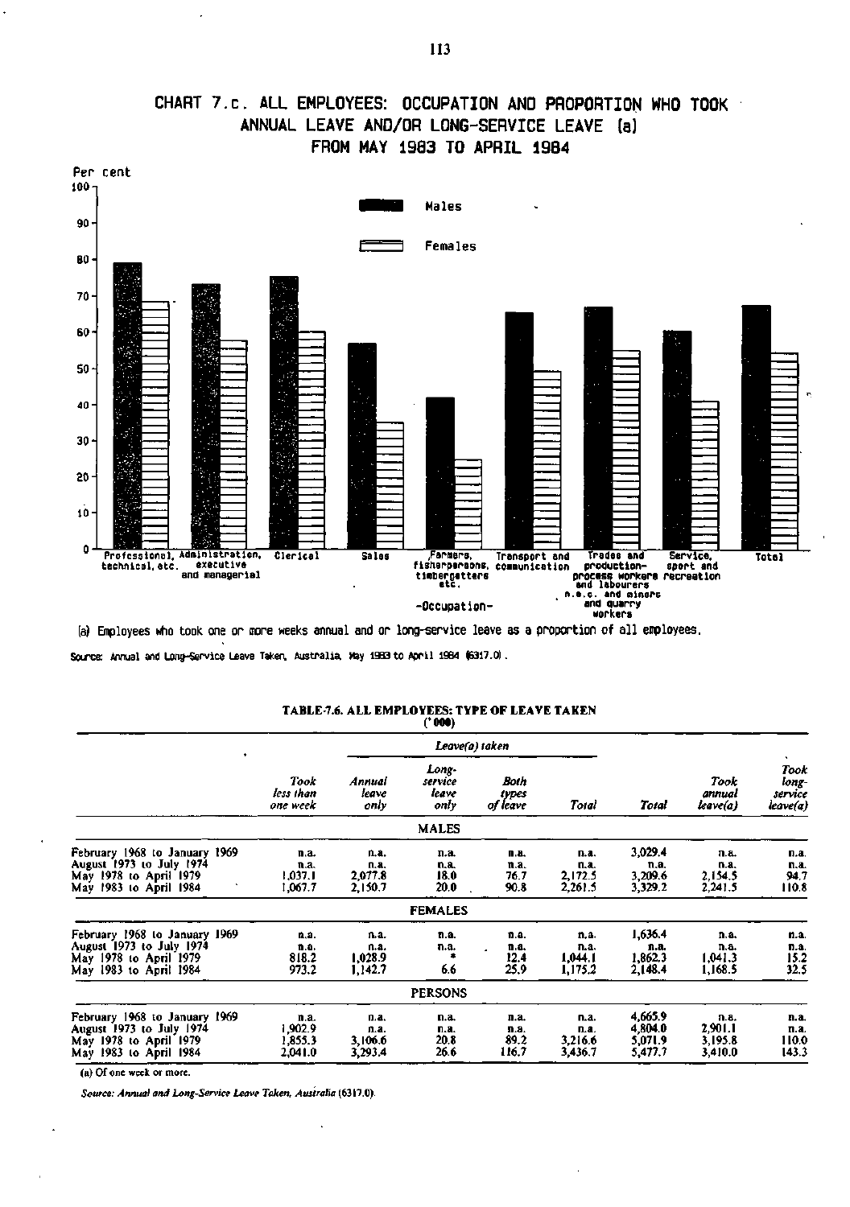# CHART 7.c. ALL EMPLOYEES: OCCUPATION AND PROPORTION WHO TOOK ANNUAL LEAVE AND/OR LONG-SERVICE LEAVE (a) FROM MAY 1983 TO APRIL 1984

(a) Employees who took one or more weeks annual and or long-service leave as a proportion of all employees.

Source: Annual and Long-Service Leave Taken, Australia, May 1983 to April 1984 (6317.0).

## TABLE 7.6. ALL EMPLOYEES: TYPE OF LEAVE TAKEN ('000)

| | Took less than one week | Leave(a) taken | | | | Total | Took annual leave(a) | Took long-service leave(a) |
|---|---|---|---|---|---|---|---|---|
| | | Annual leave only | Long-service leave only | Both types of leave | Total | | | |
| **MALES** | | | | | | | | |
| February 1968 to January 1969 | n.a. | n.a. | n.a. | n.a. | n.a. | 3,029.4 | n.a. | n.a. |
| August 1973 to July 1974 | n.a. | n.a. | n.a. | n.a. | n.a. | n.a. | n.a. | n.a. |
| May 1978 to April 1979 | 1,037.1 | 2,077.8 | 18.0 | 76.7 | 2,172.5 | 3,209.6 | 2,154.5 | 94.7 |
| May 1983 to April 1984 | 1,067.7 | 2,150.7 | 20.0 | 90.8 | 2,261.5 | 3,329.2 | 2,241.5 | 110.8 |
| **FEMALES** | | | | | | | | |
| February 1968 to January 1969 | n.a. | n.a. | n.a. | n.a. | n.a. | 1,636.4 | n.a. | n.a. |
| August 1973 to July 1974 | n.a. | n.a. | n.a. | n.a. | n.a. | n.a. | n.a. | n.a. |
| May 1978 to April 1979 | 818.2 | 1,028.9 | * | 12.4 | 1,044.1 | 1,862.3 | 1,041.3 | 15.2 |
| May 1983 to April 1984 | 973.2 | 1,142.7 | 6.6 | 25.9 | 1,175.2 | 2,148.4 | 1,168.5 | 32.5 |
| **PERSONS** | | | | | | | | |
| February 1968 to January 1969 | n.a. | n.a. | n.a. | n.a. | n.a. | 4,665.9 | n.a. | n.a. |
| August 1973 to July 1974 | 1,902.9 | n.a. | n.a. | n.a. | n.a. | 4,804.0 | 2,901.1 | n.a. |
| May 1978 to April 1979 | 1,855.3 | 3,106.6 | 20.8 | 89.2 | 3,216.6 | 5,071.9 | 3,195.8 | 110.0 |
| May 1983 to April 1984 | 2,041.0 | 3,293.4 | 26.6 | 116.7 | 3,436.7 | 5,477.7 | 3,410.0 | 143.3 |

(a) Of one week or more.

*Source: Annual and Long-Service Leave Taken, Australia* (6317.0).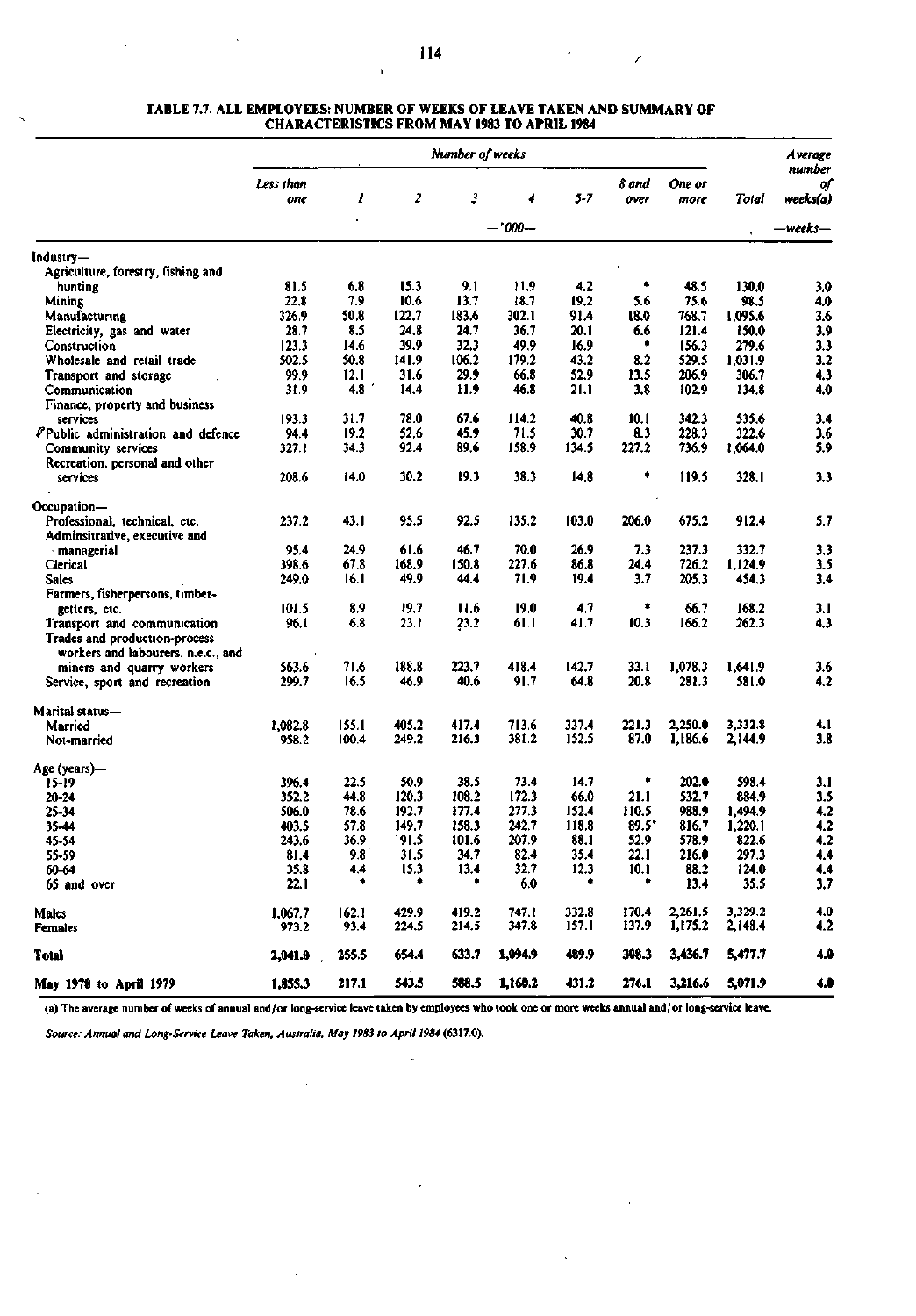**TABLE 7.7. ALL EMPLOYEES: NUMBER OF WEEKS OF LEAVE TAKEN AND SUMMARY OF CHARACTERISTICS FROM MAY 1983 TO APRIL 1984**

| | Number of weeks | | | | | | | | | Average number of weeks(a) |
|---|---|---|---|---|---|---|---|---|---|---|
| | Less than one | 1 | 2 | 3 | 4 | 5-7 | 8 and over | One or more | Total | |
| | —'000— | | | | | | | | | —weeks— |
| **Industry—** | | | | | | | | | | |
| Agriculture, forestry, fishing and hunting | 81.5 | 6.8 | 15.3 | 9.1 | 11.9 | 4.2 | * | 48.5 | 130.0 | 3.0 |
| Mining | 22.8 | 7.9 | 10.6 | 13.7 | 18.7 | 19.2 | 5.6 | 75.6 | 98.5 | 4.0 |
| Manufacturing | 326.9 | 50.8 | 122.7 | 183.6 | 302.1 | 91.4 | 18.0 | 768.7 | 1,095.6 | 3.6 |
| Electricity, gas and water | 28.7 | 8.5 | 24.8 | 24.7 | 36.7 | 20.1 | 6.6 | 121.4 | 150.0 | 3.9 |
| Construction | 123.3 | 14.6 | 39.9 | 32.3 | 49.9 | 16.9 | * | 156.3 | 279.6 | 3.3 |
| Wholesale and retail trade | 502.5 | 50.8 | 141.9 | 106.2 | 179.2 | 43.2 | 8.2 | 529.5 | 1,031.9 | 3.2 |
| Transport and storage | 99.9 | 12.1 | 31.6 | 29.9 | 66.8 | 52.9 | 13.5 | 206.9 | 306.7 | 4.3 |
| Communication | 31.9 | 4.8 | 14.4 | 11.9 | 46.8 | 21.1 | 3.8 | 102.9 | 134.8 | 4.0 |
| Finance, property and business services | 193.3 | 31.7 | 78.0 | 67.6 | 114.2 | 40.8 | 10.1 | 342.3 | 535.6 | 3.4 |
| Public administration and defence | 94.4 | 19.2 | 52.6 | 45.9 | 71.5 | 30.7 | 8.3 | 228.3 | 322.6 | 3.6 |
| Community services | 327.1 | 34.3 | 92.4 | 89.6 | 158.9 | 134.5 | 227.2 | 736.9 | 1,064.0 | 5.9 |
| Recreation, personal and other services | 208.6 | 14.0 | 30.2 | 19.3 | 38.3 | 14.8 | * | 119.5 | 328.1 | 3.3 |
| **Occupation—** | | | | | | | | | | |
| Professional, technical, etc. | 237.2 | 43.1 | 95.5 | 92.5 | 135.2 | 103.0 | 206.0 | 675.2 | 912.4 | 5.7 |
| Adminsitrative, executive and managerial | 95.4 | 24.9 | 61.6 | 46.7 | 70.0 | 26.9 | 7.3 | 237.3 | 332.7 | 3.3 |
| Clerical | 398.6 | 67.8 | 168.9 | 150.8 | 227.6 | 86.8 | 24.4 | 726.2 | 1,124.9 | 3.5 |
| Sales | 249.0 | 16.1 | 49.9 | 44.4 | 71.9 | 19.4 | 3.7 | 205.3 | 454.3 | 3.4 |
| Farmers, fisherpersons, timber-getters, etc. | 101.5 | 8.9 | 19.7 | 11.6 | 19.0 | 4.7 | * | 66.7 | 168.2 | 3.1 |
| Transport and communication | 96.1 | 6.8 | 23.1 | 23.2 | 61.1 | 41.7 | 10.3 | 166.2 | 262.3 | 4.3 |
| Trades and production-process workers and labourers, n.e.c., and miners and quarry workers | 563.6 | 71.6 | 188.8 | 223.7 | 418.4 | 142.7 | 33.1 | 1,078.3 | 1,641.9 | 3.6 |
| Service, sport and recreation | 299.7 | 16.5 | 46.9 | 40.6 | 91.7 | 64.8 | 20.8 | 281.3 | 581.0 | 4.2 |
| **Marital status—** | | | | | | | | | | |
| Married | 1,082.8 | 155.1 | 405.2 | 417.4 | 713.6 | 337.4 | 221.3 | 2,250.0 | 3,332.8 | 4.1 |
| Not-married | 958.2 | 100.4 | 249.2 | 216.3 | 381.2 | 152.5 | 87.0 | 1,186.6 | 2,144.9 | 3.8 |
| **Age (years)—** | | | | | | | | | | |
| 15-19 | 396.4 | 22.5 | 50.9 | 38.5 | 73.4 | 14.7 | * | 202.0 | 598.4 | 3.1 |
| 20-24 | 352.2 | 44.8 | 120.3 | 108.2 | 172.3 | 66.0 | 21.1 | 532.7 | 884.9 | 3.5 |
| 25-34 | 506.0 | 78.6 | 192.7 | 177.4 | 277.3 | 152.4 | 110.5 | 988.9 | 1,494.9 | 4.2 |
| 35-44 | 403.5 | 57.8 | 149.7 | 158.3 | 242.7 | 118.8 | 89.5 | 816.7 | 1,220.1 | 4.2 |
| 45-54 | 243.6 | 36.9 | 91.5 | 101.6 | 207.9 | 88.1 | 52.9 | 578.9 | 822.6 | 4.2 |
| 55-59 | 81.4 | 9.8 | 31.5 | 34.7 | 82.4 | 35.4 | 22.1 | 216.0 | 297.3 | 4.4 |
| 60-64 | 35.8 | 4.4 | 15.3 | 13.4 | 32.7 | 12.3 | 10.1 | 88.2 | 124.0 | 4.4 |
| 65 and over | 22.1 | * | * | * | 6.0 | * | * | 13.4 | 35.5 | 3.7 |
| Males | 1,067.7 | 162.1 | 429.9 | 419.2 | 747.1 | 332.8 | 170.4 | 2,261.5 | 3,329.2 | 4.0 |
| Females | 973.2 | 93.4 | 224.5 | 214.5 | 347.8 | 157.1 | 137.9 | 1,175.2 | 2,148.4 | 4.2 |
| **Total** | **2,041.0** | **255.5** | **654.4** | **633.7** | **1,094.9** | **489.9** | **308.3** | **3,436.7** | **5,477.7** | **4.0** |
| **May 1978 to April 1979** | **1,855.3** | **217.1** | **543.5** | **588.5** | **1,160.2** | **431.2** | **276.1** | **3,216.6** | **5,071.9** | **4.0** |

(a) The average number of weeks of annual and/or long-service leave taken by employees who took one or more weeks annual and/or long-service leave.

*Source: Annual and Long-Service Leave Taken, Australia, May 1983 to April 1984 (6317.0).*